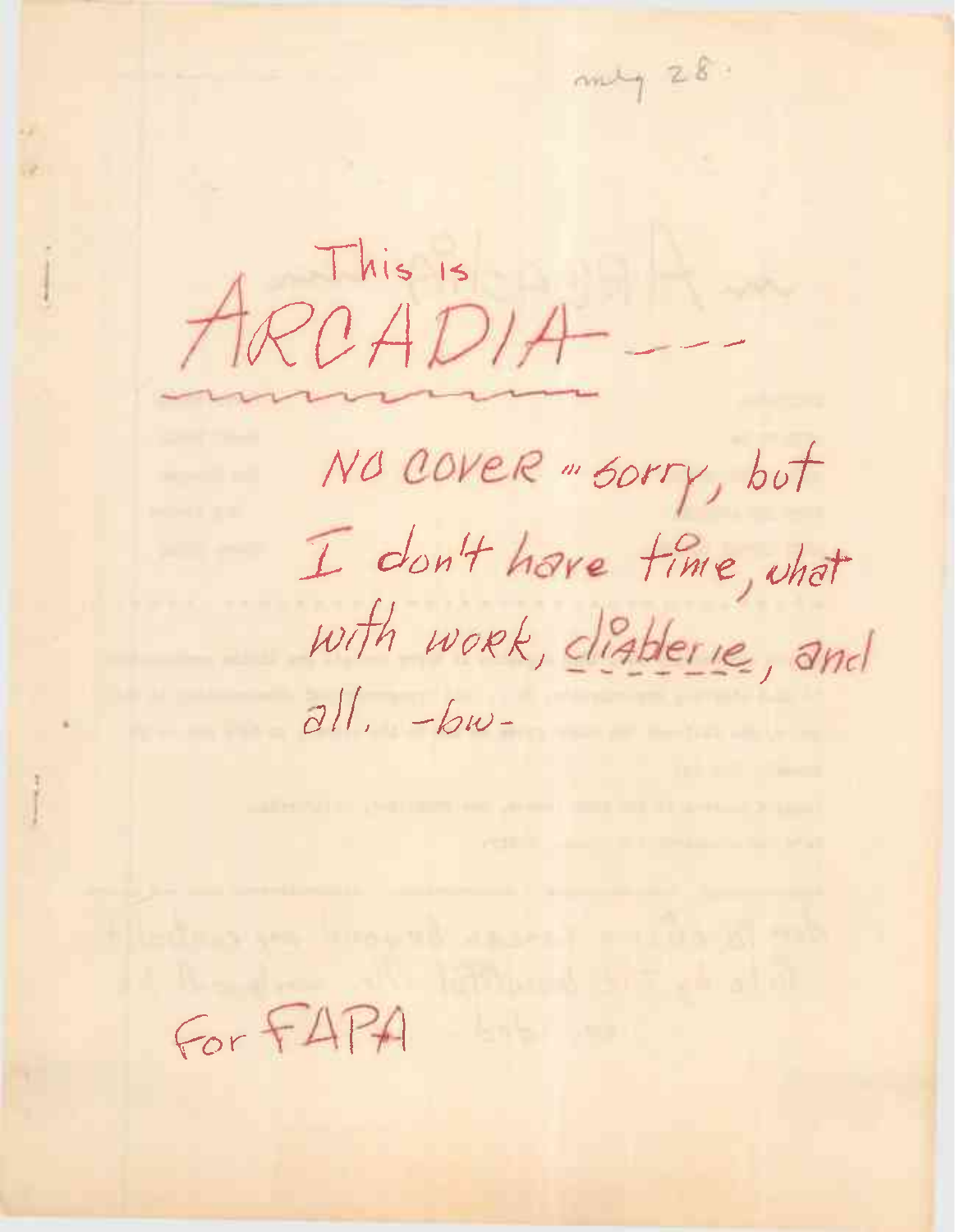may 28.

This is

# ARCADIA ---

NO COVER ... sorry, but I don't have time, what with work, diablerie, and all. -bw-

For FAPA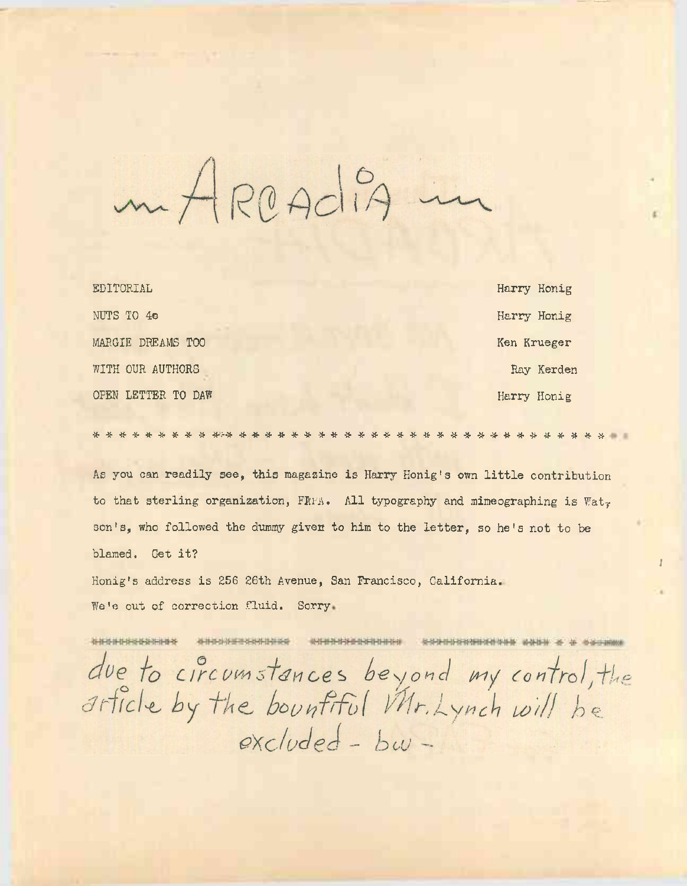# ARCADIA

| | |
|---|---|
| EDITORIAL | Harry Honig |
| NUTS TO 4e | Harry Honig |
| MARGIE DREAMS TOO | Ken Krueger |
| WITH OUR AUTHORS | Ray Kerden |
| OPEN LETTER TO DAW | Harry Honig |

* * * * * * * * * * * * * * * * * * * * * * * * * * * * * * * * * * * * * * * * *

As you can readily see, this magazine is Harry Honig's own little contribution to that sterling organization, FAPA. All typography and mimeographing is Watson's, who followed the dummy given to him to the letter, so he's not to be blamed. Get it?

Honig's address is 256 26th Avenue, San Francisco, California.

We're out of correction fluid. Sorry.

due to circumstances beyond my control, the article by the bountiful Mr. Lynch will be excluded - bw -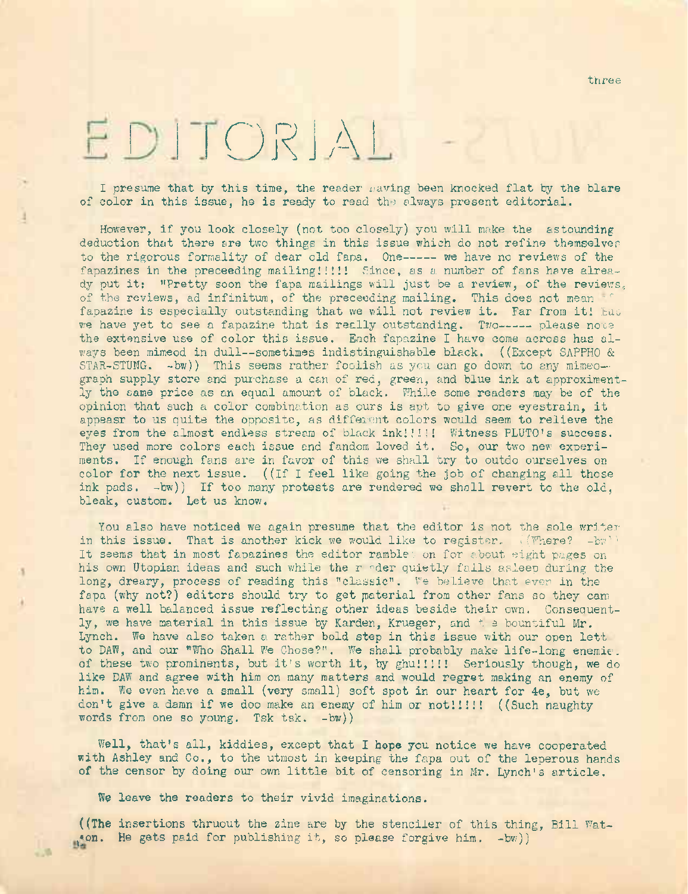# EDITORIAL

I presume that by this time, the reader having been knocked flat by the blare of color in this issue, he is ready to read the always present editorial.

However, if you look closely (not too closely) you will make the astounding deduction that there are two things in this issue which do not refine themselves to the rigorous formality of dear old fapa. One----- we have no reviews of the fapazines in the preceeding mailing!!!!! Since, as a number of fans have already put it: "Pretty soon the fapa mailings will just be a review, of the reviews, of the reviews, ad infinitum, of the preceeding mailing. This does not mean a fapazine is especially outstanding that we will not review it. Far from it! But we have yet to see a fapazine that is really outstanding. Two----- please note the extensive use of color this issue. Each fapazine I have come across has always been mimeod in dull--sometimes indistinguishable black. ((Except SAPPHO & STAR-STUNG. -bw)) This seems rather foolish as you can go down to any mimeograph supply store and purchase a can of red, green, and blue ink at approximently the same price as an equal amount of black. While some readers may be of the opinion that such a color combination as ours is apt to give one eyestrain, it appeasr to us quite the opposite, as different colors would seem to relieve the eyes from the almost endless stream of black ink!!!!! Witness PLUTO's success. They used more colors each issue and fandom loved it. So, our two new experiments. If enough fans are in favor of this we shall try to outdo ourselves on color for the next issue. ((If I feel like going the job of changing all those ink pads. -bw)) If too many protests are rendered we shall revert to the old, bleak, custom. Let us know.

You also have noticed we again presume that the editor is not the sole writer in this issue. That is another kick we would like to register. ((Where? -bw)) It seems that in most fapazines the editor rambles on for about eight pages on his own Utopian ideas and such while the reader quietly falls asleep during the long, dreary, process of reading this "classic". We believe that even in the fapa (why not?) editors should try to get material from other fans so they cam have a well balanced issue reflecting other ideas beside their own. Consequently, we have material in this issue by Karden, Krueger, and the bountiful Mr. Lynch. We have also taken a rather bold step in this issue with our open lett to DAW, and our "Who Shall We Chose?". We shall probably make life-long enemies of these two prominents, but it's worth it, by ghu!!!!! Seriously though, we do like DAW and agree with him on many matters and would regret making an enemy of him. We even have a small (very small) soft spot in our heart for 4e, but we don't give a damn if we doo make an enemy of him or not!!!!! ((Such naughty words from one so young. Tsk tsk. -bw))

Well, that's all, kiddies, except that I hope you notice we have cooperated with Ashley and Co., to the utmost in keeping the fapa out of the leperous hands of the censor by doing our own little bit of censoring in Mr. Lynch's article.

We leave the readers to their vivid imaginations.

((The insertions thruout the zine are by the menciler of this thing, Bill Watson. He gets paid for publishing it, so please forgive him. -bw))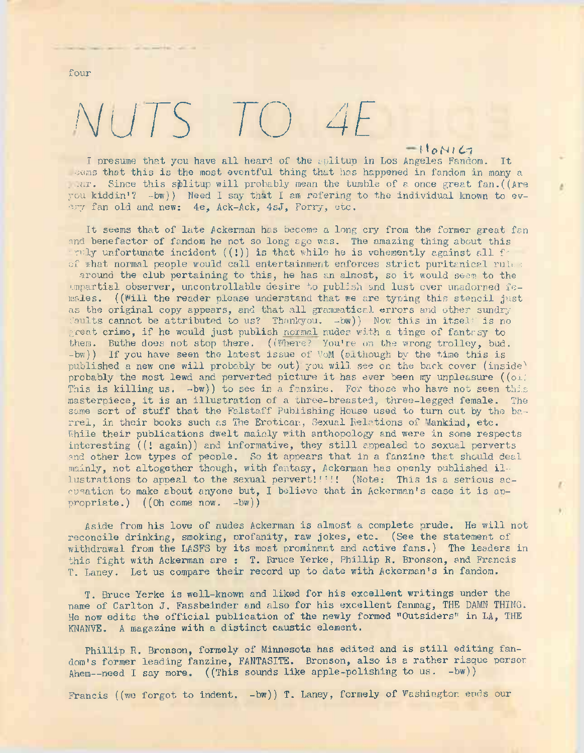# NUTS TO 4E

—Monica

I presume that you have all heard of the splitup in Los Angeles Fandom. It seems that this is the most eventful thing that has happened in fandom in many a year. Since this splitup will probably mean the tumble of a once great fan.((Are you kiddin'? -bw)) Need I say that I am refering to the individual known to every fan old and new: 4e, Ack-Ack, 4sJ, Forry, etc.

It seems that of late Ackerman has become a long cry from the former great fan and benefactor of fandom he not so long ago was. The amazing thing about this truly unfortunate incident ((!)) is that while he is vehemently against all f— of what normal people would call entertainment enforces strict puritanical rules around the club pertaining to this, he has an almost, so it would seem to the impartial observer, uncontrollable desire to publish and lust over unadorned females. ((Will the reader please understand that we are typing this stencil just as the original copy appears, and that all grammatical errors and other sundry faults cannot be attributed to us? Thankyou. -bw)) Now this in itself is no great crime, if he would just publish normal nudes with a tinge of fantasy to them. Buthe does not stop there. ((Where? You're on the wrong trolley, bud. -bw)) If you have seen the latest issue of VoM (although by the time this is published a new one will probably be out) you will see on the back cover (inside) probably the most lewd and perverted picture it has ever been my unpleasure ((oh; This is killing us. -bw)) to see in a fanzine. For those who have not seen this masterpiece, it is an illustration of a three-breasted, three-legged female. The same sort of stuff that the Falstaff Publishing House used to turn out by the barrel, in their books such as The Erotican, Sexual Relations of Mankind, etc. While their publications dwelt mainly with anthopology and were in some respects interesting ((! again)) and informative, they still appealed to sexual perverts and other low types of people. So it appears that in a fanzine that should deal mainly, not altogether though, with fantasy, Ackerman has openly published illustrations to appeal to the sexual pervert!!!!! (Note: This is a serious accusation to make about anyone but, I believe that in Ackerman's case it is appropriate.) ((Oh come now. -bw))

Aside from his love of nudes Ackerman is almost a complete prude. He will not reconcile drinking, smoking, profanity, raw jokes, etc. (See the statement of withdrawal from the LASFS by its most prominent and active fans.) The leaders in this fight with Ackerman are : T. Bruce Yerke, Phillip R. Bronson, and Francis T. Laney. Let us compare their record up to date with Ackerman's in fandom.

T. Bruce Yerke is well-known and liked for his excellent writings under the name of Carlton J. Fassbeinder and also for his excellent fanmag, THE DAMN THING. He now edits the official publication of the newly formed "Outsiders" in LA, THE KNANVE. A magazine with a distinct caustic element.

Phillip R. Bronson, formely of Minnesota has edited and is still editing fandom's former leading fanzine, FANTASITE. Bronson, also is a rather risque person Ahem--need I say more. ((This sounds like apple-polishing to us. -bw))

Francis ((we forgot to indent. -bw)) T. Laney, formely of Washington ends our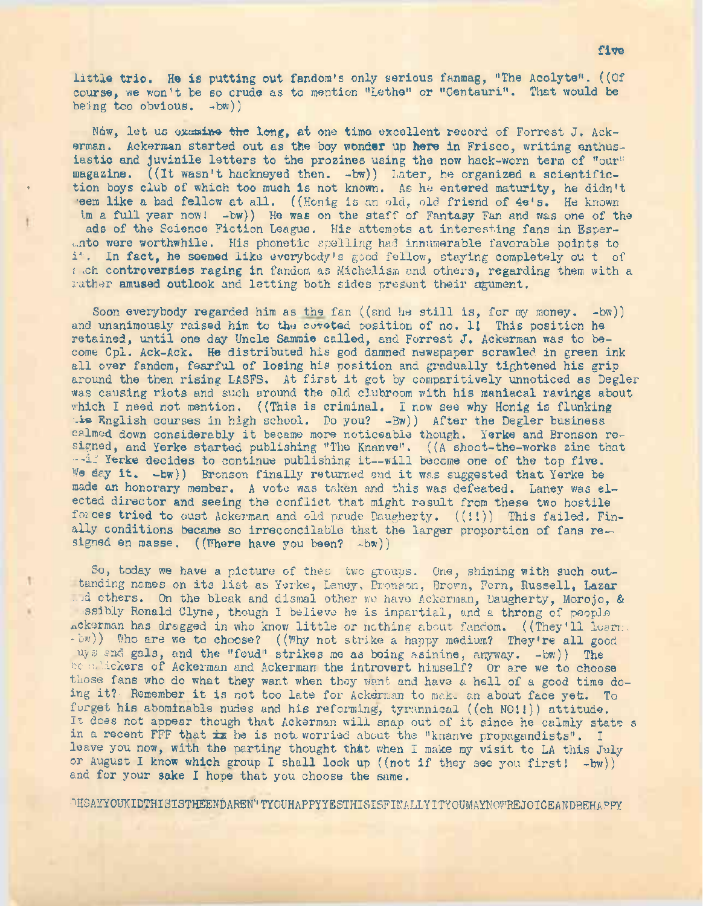little trio. He is putting out fandom's only serious fanmag, "The Acolyte". ((Of course, we won't be so crude as to mention "Lethe" or "Centauri". That would be being too obvious. -bw))

Now, let us examine the long, at one time excellent record of Forrest J. Ackerman. Ackerman started out as the boy wonder up here in Frisco, writing enthusiastic and juvinile letters to the prozines using the now hack-worn term of "our" magazine. ((It wasn't hackneyed then. -bw)) Later, he organized a scientifiction boys club of which too much is not known. As he entered maturity, he didn't seem like a bad fellow at all. ((Honig is an old, old friend of 4e's. He known him a full year now! -bw)) He was on the staff of Fantasy Fan and was one of the heads of the Science Fiction League. His attempts at interesting fans in Esperanto were worthwhile. His phonetic spelling had innumerable favorable points to it. In fact, he seemed like everybody's good fellow, staying completely out of such controversies raging in fandom as Michelism and others, regarding them with a rather amused outlook and letting both sides present their agument.

Soon everybody regarded him as the fan ((and he still is, for my money. -bw)) and unanimously raised him to the coveted position of no. 1! This position he retained, until one day Uncle Sammie called, and Forrest J. Ackerman was to become Cpl. Ack-Ack. He distributed his god damned newspaper scrawled in green ink all over fandom, fearful of losing his position and gradually tightened his grip around the then rising LASFS. At first it got by comparitively unnoticed as Degler was causing riots and such around the old clubroom with his maniacal ravings about which I need not mention. ((This is criminal. I now see why Honig is flunking his English courses in high school. Do you? -Bw)) After the Degler business calmed down considerably it became more noticeable though. Yerke and Bronson resigned, and Yerke started publishing "The Knanve". ((A shoot-the-works zine that --if Yerke decides to continue publishing it--will become one of the top five. We say it. -bw)) Bronson finally returned and it was suggested that Yerke be made an honorary member. A vote was taken and this was defeated. Laney was elected director and seeing the conflict that might result from these two hostile forces tried to oust Ackerman and old prude Daugherty. ((!!)) This failed. Finally conditions became so irreconcilable that the larger proportion of fans resigned en masse. ((Where have you been? -bw))

So, today we have a picture of these two groups. One, shining with such outstanding names on its list as Yerke, Laney, Bronson, Brown, Fern, Russell, Lazar and others. On the bleak and dismal other we have Ackerman, Daugherty, Morojo, & possibly Ronald Clyne, though I believe he is impartial, and a throng of people Ackerman has dragged in who know little or nothing about fandom. ((They'll learn. -bw)) Who are we to choose? ((Why not strike a happy medium? They're all good guys and gals, and the "feud" strikes me as being asinine, anyway. -bw)) The bootlickers of Ackerman and Ackerman the introvert himself? Or are we to choose those fans who do what they want when they want and have a hell of a good time doing it? Remember it is not too late for Ackerman to make an about face yet. To forget his abominable nudes and his reforming, tyrannical ((oh NO!!)) attitude. It does not appear though that Ackerman will snap out of it since he calmly states in a recent FFF that ~~is~~ he is not worried about the "knanve propagandists". I leave you now, with the parting thought that when I make my visit to LA this July or August I know which group I shall look up ((not if they see you first! -bw)) and for your sake I hope that you choose the same.

OHSAYYOUKIDTHISISTHEENDAREN'TYOUHAPPYYESTHISISFINALLYITYOUMAYNOWREJOICEANDBEHAPPY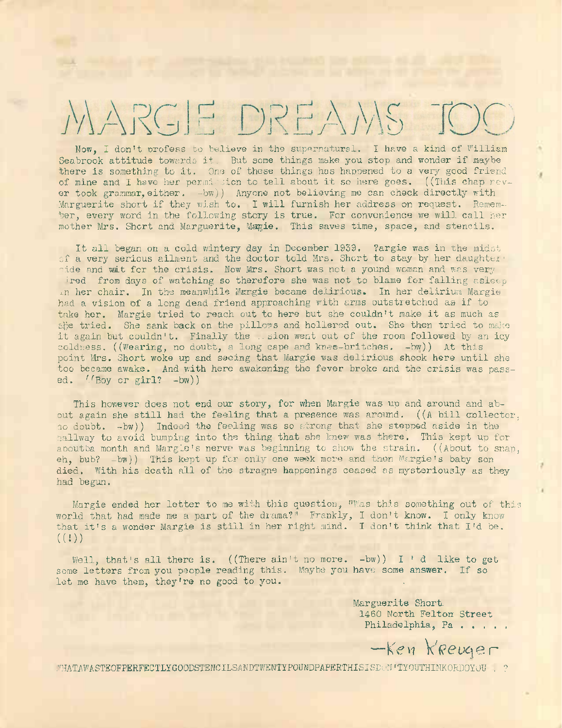# MARGIE DREAMS TOO

Now, I don't profess to believe in the supernatural. I have a kind of William Seabrook attitude towards it. But some things make you stop and wonder if maybe there is something to it. One of these things has happened to a very good friend of mine and I have her permission to tell about it so here goes. ((This chap never took grammar, either. -bw)) Anyone not believing me can check directly with Marguerite short if they wish to. I will furnish her address on request. Remember, every word in the following story is true. For convenience we will call her mother Mrs. Short and Marguerite, Magie. This saves time, space, and stencils.

It all began on a cold wintery day in December 1939. ?argie was in the midst of a very serious ailment and the doctor told Mrs. Short to stay by her daughter' side and wait for the crisis. Now Mrs. Short was not a yound woman and was very tired from days of watching so therefore she was not to blame for falling asleep in her chair. In the meanwhile Margie became delirious. In her delirium Margie had a vision of a long dead friend approaching with arms outstretched as if to take her. Margie tried to reach out to here but she couldn't make it as much as she tried. She sank back on the pillows and hollered out. She then tried to make it again but couldn't. Finally the ..sion went out of the room followed by an icy coldness. ((Wearing, no doubt, a long cape and knee-britches. -bw)) At this point Mrs. Short woke up and seeing that Margie was delirious shook here until she too became awake. And with here awakening the fever broke and the crisis was passed. ((Boy or girl? -bw))

This however does not end our story, for when Margie was up and around and about again she still had the feeling that a presence was around. ((A bill collector, no doubt. -bw)) Indeed the feeling was so strong that she stepped aside in the hallway to avoid bumping into the thing that she knew was there. This kept up for aboutba month and Margie's nerve was beginning to show the strain. ((About to snap, eh, bub? -bw)) This kept up for only one week more and then Margie's baby son died. With his death all of the stragne happenings ceased as mysteriously as they had begun.

Margie ended her letter to me with this question, "Was this something out of this world that had made me a part of the drama?" Frankly, I don't know. I only know that it's a wonder Margie is still in her right mind. I don't think that I'd be. ((!))

Well, that's all there is. ((There ain't no more. -bw)) I ' d like to get some letters from you people reading this. Maybe you have some answer. If so let me have them, they're no good to you.

Marguerite Short
1460 North Felton Street
Philadelphia, Pa . . . . .

—Ken Kreuger

WHATAWASTEOFPERFECTLYGOODSTENCILSANDTWENTYPOUNDPAPERTHISISDON'TYOUTHINKORDOYOU . ?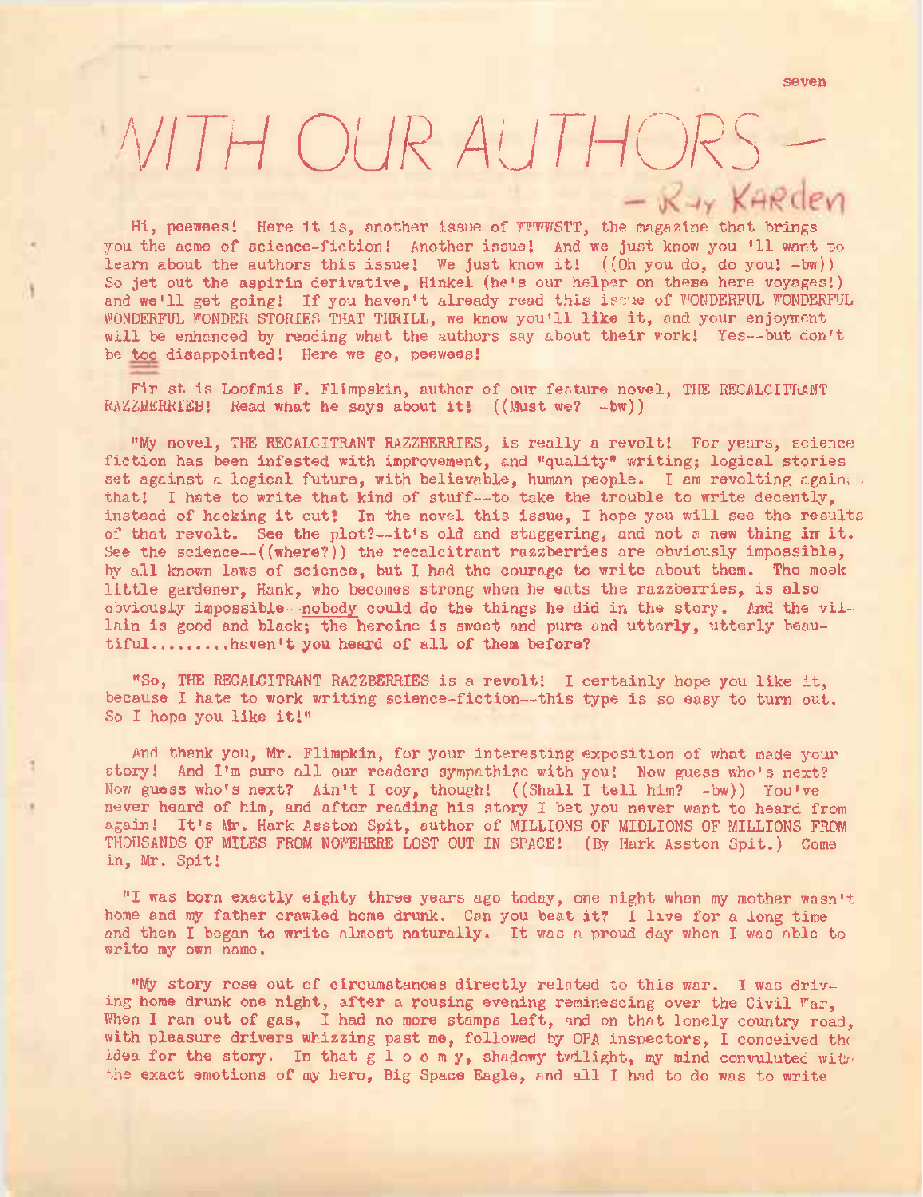# WITH OUR AUTHORS —

— Ray Karden

Hi, peewees! Here it is, another issue of WWWWSTT, the magazine that brings you the acme of science-fiction! Another issue! And we just know you 'll want to learn about the authors this issue! We just know it! ((Oh you do, do you! -bw)) So jet out the aspirin derivative, Hinkel (he's our helper on these here voyages!) and we'll get going! If you haven't already read this issue of WONDERFUL WONDERFUL WONDERFUL WONDER STORIES THAT THRILL, we know you'll like it, and your enjoyment will be enhanced by reading what the authors say about their work! Yes--but don't be too disappointed! Here we go, peewees!

Fir st is Loofmis F. Flimpskin, author of our feature novel, THE RECALCITRANT RAZZBERRIES! Read what he says about it! ((Must we? -bw))

"My novel, THE RECALCITRANT RAZZBERRIES, is really a revolt! For years, science fiction has been infested with improvement, and "quality" writing; logical stories set against a logical future, with believable, human people. I am revolting against that! I hate to write that kind of stuff--to take the trouble to write decently, instead of hacking it out! In the novel this issue, I hope you will see the results of that revolt. See the plot?--it's old and staggering, and not a new thing in it. See the science--((where?)) the recalcitrant razzberries are obviously impossible, by all known laws of science, but I had the courage to write about them. The meek little gardener, Hank, who becomes strong when he eats the razzberries, is also obviously impossible--nobody could do the things he did in the story. And the villain is good and black; the heroine is sweet and pure and utterly, utterly beautiful........haven't you heard of all of them before?

"So, THE RECALCITRANT RAZZBERRIES is a revolt! I certainly hope you like it, because I hate to work writing science-fiction--this type is so easy to turn out. So I hope you like it!"

And thank you, Mr. Flimpkin, for your interesting exposition of what made your story! And I'm sure all our readers sympathize with you! Now guess who's next? Now guess who's next? Ain't I coy, though! ((Shall I tell him? -bw)) You've never heard of him, and after reading his story I bet you never want to heard from again! It's Mr. Hark Asston Spit, author of MILLIONS OF MIDLIONS OF MILLIONS FROM THOUSANDS OF MILES FROM NOWEHERE LOST OUT IN SPACE! (By Hark Asston Spit.) Come in, Mr. Spit!

"I was born exactly eighty three years ago today, one night when my mother wasn't home and my father crawled home drunk. Can you beat it? I live for a long time and then I began to write almost naturally. It was a proud day when I was able to write my own name.

"My story rose out of circumstances directly related to this war. I was driving home drunk one night, after a rousing evening reminescing over the Civil War, When I ran out of gas, I had no more stamps left, and on that lonely country road, with pleasure drivers whizzing past me, followed by OPA inspectors, I conceived the idea for the story. In that g l o o m y, shadowy twilight, my mind convuluted with the exact emotions of my hero, Big Space Eagle, and all I had to do was to write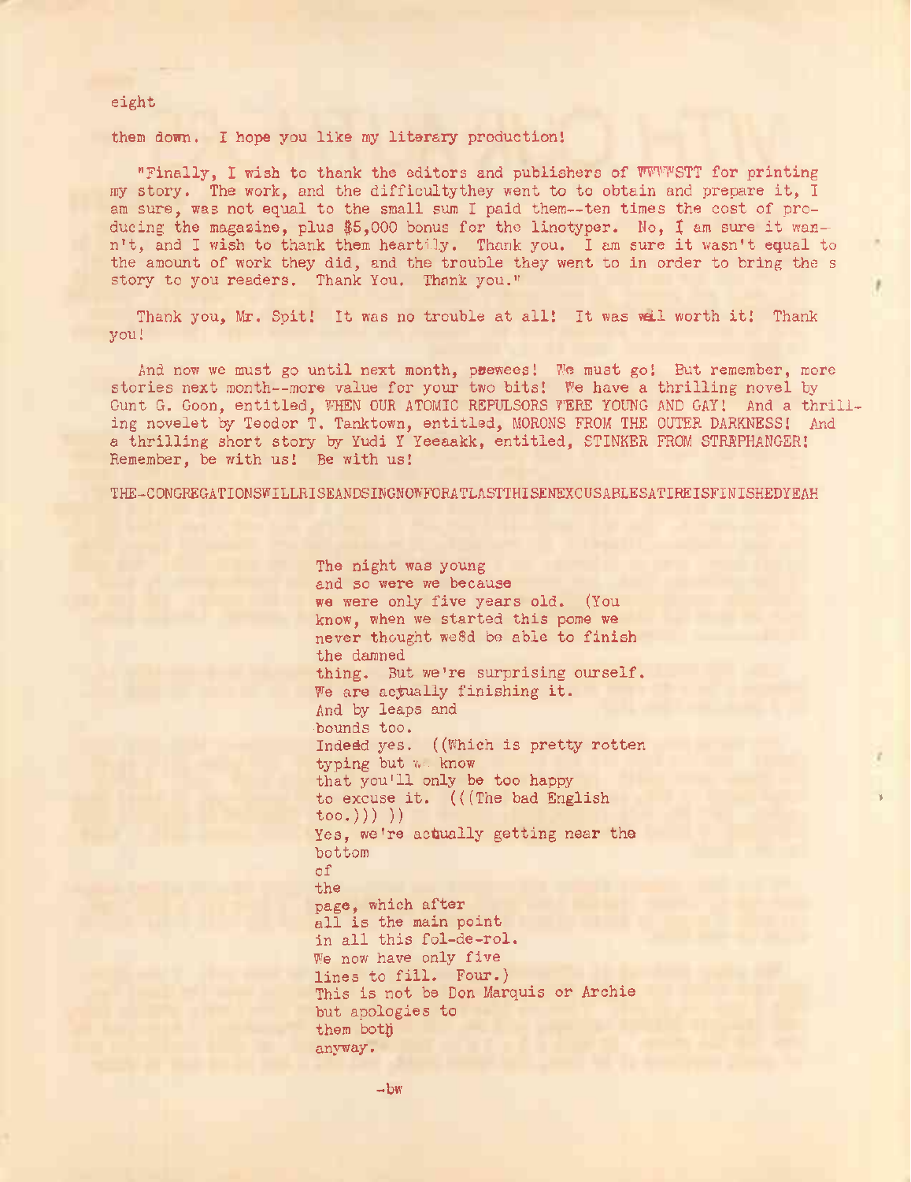them down. I hope you like my literary production!

"Finally, I wish to thank the editors and publishers of WWWWSTT for printing my story. The work, and the difficultythey went to to obtain and prepare it, I am sure, was not equal to the small sum I paid them--ten times the cost of producing the magazine, plus $5,000 bonus for the linotyper. No, I am sure it wasn't, and I wish to thank them heartily. Thank you. I am sure it wasn't equal to the amount of work they did, and the trouble they went to in order to bring the s story to you readers. Thank You. Thank you."

Thank you, Mr. Spit! It was no trouble at all! It was well worth it! Thank you!

And now we must go until next month, peewees! We must go! But remember, more stories next month--more value for your two bits! We have a thrilling novel by Gunt G. Goon, entitled, WHEN OUR ATOMIC REPULSORS WERE YOUNG AND GAY! And a thrilling novelet by Teodor T. Tanktown, entitled, MORONS FROM THE OUTER DARKNESS! And a thrilling short story by Yudi Y Yeeaakk, entitled, STINKER FROM STRAPHANGER! Remember, be with us! Be with us!

THE-CONGREGATIONSWILLRISEANDSINGNOWFORATLASTTHISENEXCUSABLESATIREISFINISHEDYEAH

The night was young
and so were we because
we were only five years old. (You
know, when we started this pome we
never thought we8d be able to finish
the damned
thing. But we're surprising ourself.
We are acyually finishing it.
And by leaps and
bounds too.
Indedd yes. ((Which is pretty rotten
typing but we know
that you'll only be too happy
to excuse it. (((The bad English
too.))) ))
Yes, we're actually getting near the
bottom
of
the
page, which after
all is the main point
in all this fol-de-rol.
We now have only five
lines to fill. Four.)
This is not be Don Marquis or Archie
but apologies to
them both
anyway.

-bw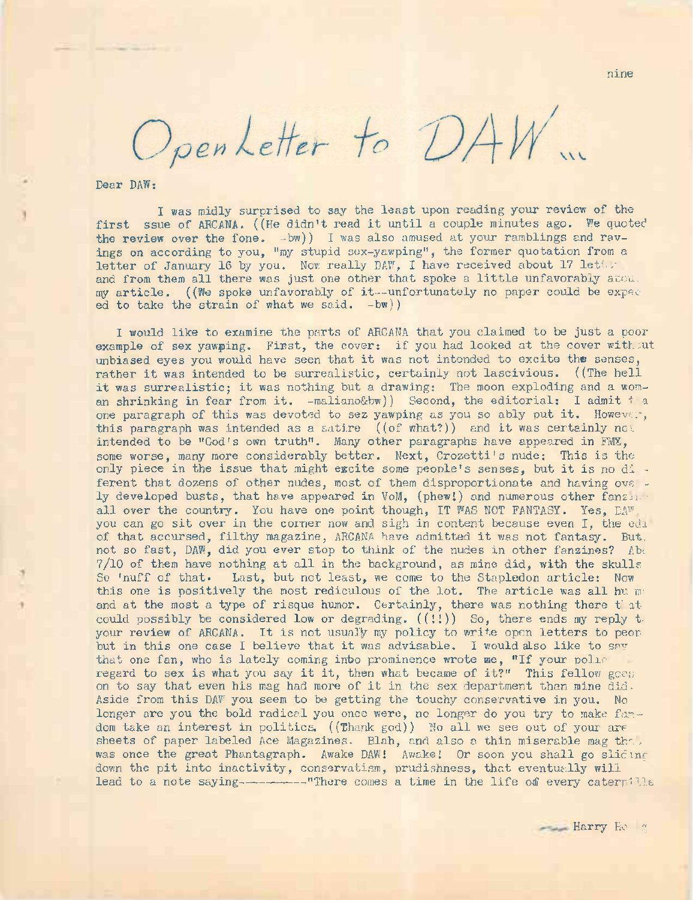# Open Letter to DAW...

Dear DAW:

I was midly surprised to say the least upon reading your review of the first ssue of ARCANA. ((He didn't read it until a couple minutes ago. We quoted the review over the fone. -bw)) I was also amused at your ramblings and ravings on according to you, "my stupid sex-yawping", the former quotation from a letter of January 16 by you. Now really DAW, I have received about 17 lett... and from them all there was just one other that spoke a little unfavorably abou. my article. ((We spoke unfavorably of it--unfortunately no paper could be expec ed to take the strain of what we said. -bw))

I would like to examine the parts of ARCANA that you claimed to be just a poor example of sex yawping. First, the cover: if you had looked at the cover without unbiased eyes you would have seen that it was not intended to excite the senses, rather it was intended to be surrealistic, certainly not lascivious. ((The hell it was surrealistic; it was nothing but a drawing: The moon exploding and a woman shrinking in fear from it. -maliano&bw)) Second, the editorial: I admit t a one paragraph of this was devoted to sez yawping as you so ably put it. However, this paragraph was intended as a satire ((of what?)) and it was certainly no intended to be "God's own truth". Many other paragraphs have appeared in FMZ, some worse, many more considerably better. Next, Crozetti's nude: This is the only piece in the issue that might excite some people's senses, but it is no di ferent that dozens of other nudes, most of them disproportionate and having ove ly developed busts, that have appeared in VoM, (phew!) and numerous other fanzi.. all over the country. You have one point though, IT WAS NOT FANTASY. Yes, DAW, you can go sit over in the corner now and sigh in content because even I, the edi of that accursed, filthy magazine, ARCANA have admitted it was not fantasy. But, not so fast, DAW, did you ever stop to think of the nudes in other fanzines? Ab 7/10 of them have nothing at all in the background, as mine did, with the skulls So 'nuff of that. Last, but not least, we come to the Stapledon article: Now this one is positively the most rediculous of the lot. The article was all hu m and at the most a type of risque humor. Certainly, there was nothing there that could possibly be considered low or degrading. ((!!)) So, there ends my reply t your review of ARCANA. It is not usually my policy to write open letters to peop but in this one case I believe that it was advisable. I would also like to say that one fan, who is lately coming into prominence wrote me, "If your polic regard to sex is what you say it it, then what became of it?" This fellow goes on to say that even his mag had more of it in the sex department than mine did. Aside from this DAW you seem to be getting the touchy conservative in you. No longer are you the bold radical you once were, no longer do you try to make fandom take an interest in politics. ((Thank god)) No all we see out of your are sheets of paper labeled Ace Magazines. Blah, and also a thin miserable mag tha. was once the great Phantagraph. Awake DAW! Awake! Or soon you shall go sliding down the pit into inactivity, conservatism, prudishness, that eventually will lead to a note saying---------"There comes a time in the life of every caterpille

—— Harry Ho..g